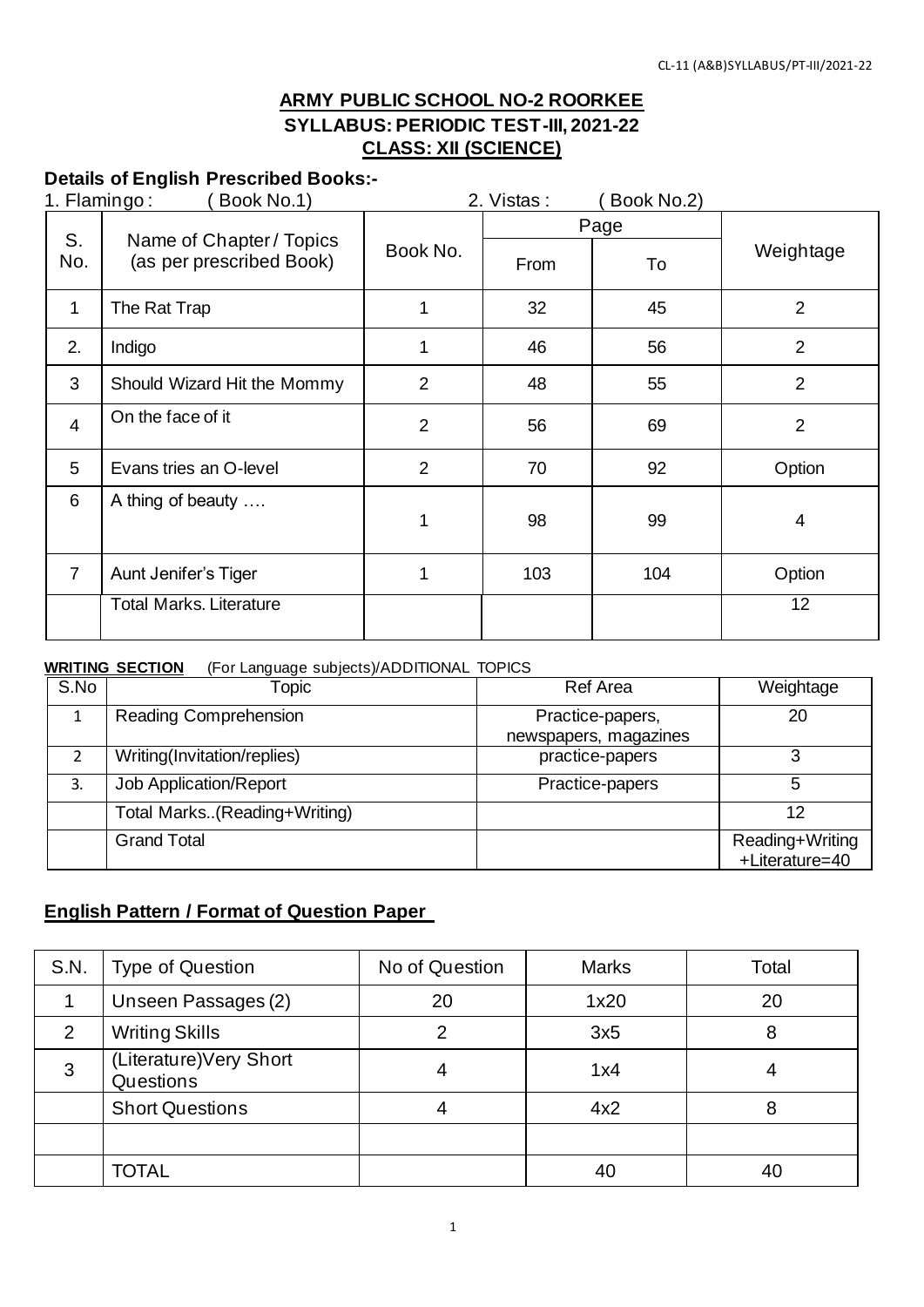# ARMY PUBLIC SCHOOL NO-2 ROORKEE

## SYLLABUS: PERIODIC TEST-III, 2021-22

## CLASS: XII (SCIENCE)

### Details of English Prescribed Books:-

1. Flamingo : ( Book No.1)    2. Vistas : ( Book No.2)

| S. No. | Name of Chapter / Topics (as per prescribed Book) | Book No. | Page | | Weightage |
|---|---|---|---|---|---|
| | | | From | To | |
| 1 | The Rat Trap | 1 | 32 | 45 | 2 |
| 2. | Indigo | 1 | 46 | 56 | 2 |
| 3 | Should Wizard Hit the Mommy | 2 | 48 | 55 | 2 |
| 4 | On the face of it | 2 | 56 | 69 | 2 |
| 5 | Evans tries an O-level | 2 | 70 | 92 | Option |
| 6 | A thing of beauty …. | 1 | 98 | 99 | 4 |
| 7 | Aunt Jenifer's Tiger | 1 | 103 | 104 | Option |
| | Total Marks. Literature | | | | 12 |

**WRITING SECTION** (For Language subjects)/ADDITIONAL TOPICS

| S.No | Topic | Ref Area | Weightage |
|---|---|---|---|
| 1 | Reading Comprehension | Practice-papers, newspapers, magazines | 20 |
| 2 | Writing(Invitation/replies) | practice-papers | 3 |
| 3. | Job Application/Report | Practice-papers | 5 |
| | Total Marks..(Reading+Writing) | | 12 |
| | Grand Total | | Reading+Writing +Literature=40 |

### English Pattern / Format of Question Paper

| S.N. | Type of Question | No of Question | Marks | Total |
|---|---|---|---|---|
| 1 | Unseen Passages (2) | 20 | 1x20 | 20 |
| 2 | Writing Skills | 2 | 3x5 | 8 |
| 3 | (Literature)Very Short Questions | 4 | 1x4 | 4 |
| | Short Questions | 4 | 4x2 | 8 |
| | | | | |
| | TOTAL | | 40 | 40 |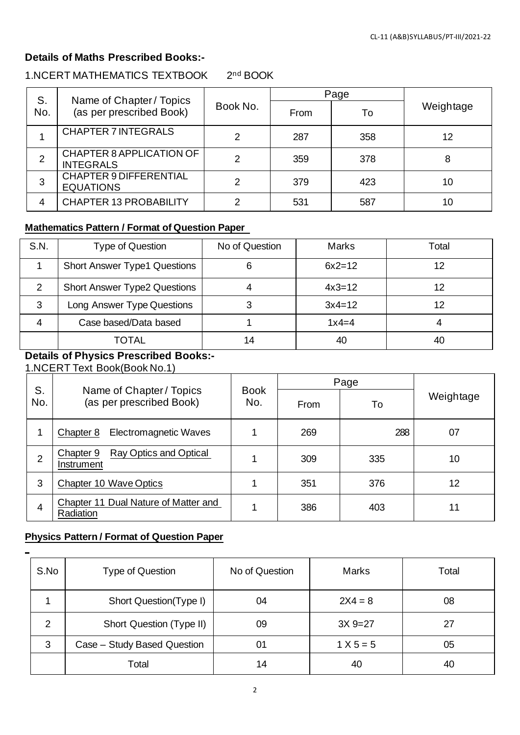### Details of Maths Prescribed Books:-

1.NCERT MATHEMATICS TEXTBOOK 2nd BOOK

| S. No. | Name of Chapter / Topics (as per prescribed Book) | Book No. | Page | | Weightage |
|---|---|---|---|---|---|
| | | | From | To | |
| 1 | CHAPTER 7 INTEGRALS | 2 | 287 | 358 | 12 |
| 2 | CHAPTER 8 APPLICATION OF INTEGRALS | 2 | 359 | 378 | 8 |
| 3 | CHAPTER 9 DIFFERENTIAL EQUATIONS | 2 | 379 | 423 | 10 |
| 4 | CHAPTER 13 PROBABILITY | 2 | 531 | 587 | 10 |

### Mathematics Pattern / Format of Question Paper

| S.N. | Type of Question | No of Question | Marks | Total |
|---|---|---|---|---|
| 1 | Short Answer Type1 Questions | 6 | 6x2=12 | 12 |
| 2 | Short Answer Type2 Questions | 4 | 4x3=12 | 12 |
| 3 | Long Answer Type Questions | 3 | 3x4=12 | 12 |
| 4 | Case based/Data based | 1 | 1x4=4 | 4 |
| | TOTAL | 14 | 40 | 40 |

### Details of Physics Prescribed Books:-

1.NCERT Text Book(Book No.1)

| S. No. | Name of Chapter / Topics (as per prescribed Book) | Book No. | Page | | Weightage |
|---|---|---|---|---|---|
| | | | From | To | |
| 1 | Chapter 8 Electromagnetic Waves | 1 | 269 | 288 | 07 |
| 2 | Chapter 9 Ray Optics and Optical Instrument | 1 | 309 | 335 | 10 |
| 3 | Chapter 10 Wave Optics | 1 | 351 | 376 | 12 |
| 4 | Chapter 11 Dual Nature of Matter and Radiation | 1 | 386 | 403 | 11 |

### Physics Pattern / Format of Question Paper

| S.No | Type of Question | No of Question | Marks | Total |
|---|---|---|---|---|
| 1 | Short Question(Type I) | 04 | 2X4 = 8 | 08 |
| 2 | Short Question (Type II) | 09 | 3X 9=27 | 27 |
| 3 | Case – Study Based Question | 01 | 1 X 5 = 5 | 05 |
| | Total | 14 | 40 | 40 |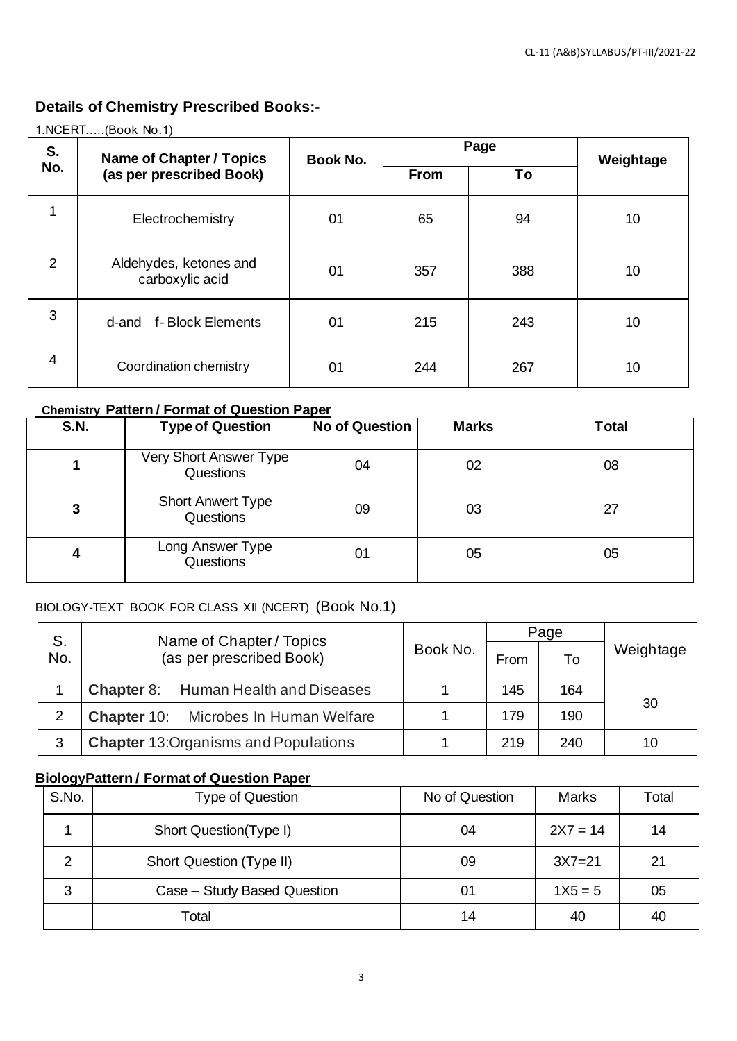## Details of Chemistry Prescribed Books:-

1.NCERT.....(Book No.1)

| S. No. | Name of Chapter / Topics (as per prescribed Book) | Book No. | Page | | Weightage |
|---|---|---|---|---|---|
| | | | From | To | |
| 1 | Electrochemistry | 01 | 65 | 94 | 10 |
| 2 | Aldehydes, ketones and carboxylic acid | 01 | 357 | 388 | 10 |
| 3 | d-and f- Block Elements | 01 | 215 | 243 | 10 |
| 4 | Coordination chemistry | 01 | 244 | 267 | 10 |

**Chemistry Pattern / Format of Question Paper**

| S.N. | Type of Question | No of Question | Marks | Total |
|---|---|---|---|---|
| 1 | Very Short Answer Type Questions | 04 | 02 | 08 |
| 3 | Short Anwert Type Questions | 09 | 03 | 27 |
| 4 | Long Answer Type Questions | 01 | 05 | 05 |

BIOLOGY-TEXT BOOK FOR CLASS XII (NCERT) (Book No.1)

| S. No. | Name of Chapter / Topics (as per prescribed Book) | Book No. | Page | | Weightage |
|---|---|---|---|---|---|
| | | | From | To | |
| 1 | **Chapter** 8: Human Health and Diseases | 1 | 145 | 164 | 30 |
| 2 | **Chapter** 10: Microbes In Human Welfare | 1 | 179 | 190 | |
| 3 | **Chapter** 13:Organisms and Populations | 1 | 219 | 240 | 10 |

**BiologyPattern / Format of Question Paper**

| S.No. | Type of Question | No of Question | Marks | Total |
|---|---|---|---|---|
| 1 | Short Question(Type I) | 04 | 2X7 = 14 | 14 |
| 2 | Short Question (Type II) | 09 | 3X7=21 | 21 |
| 3 | Case – Study Based Question | 01 | 1X5 = 5 | 05 |
| | Total | 14 | 40 | 40 |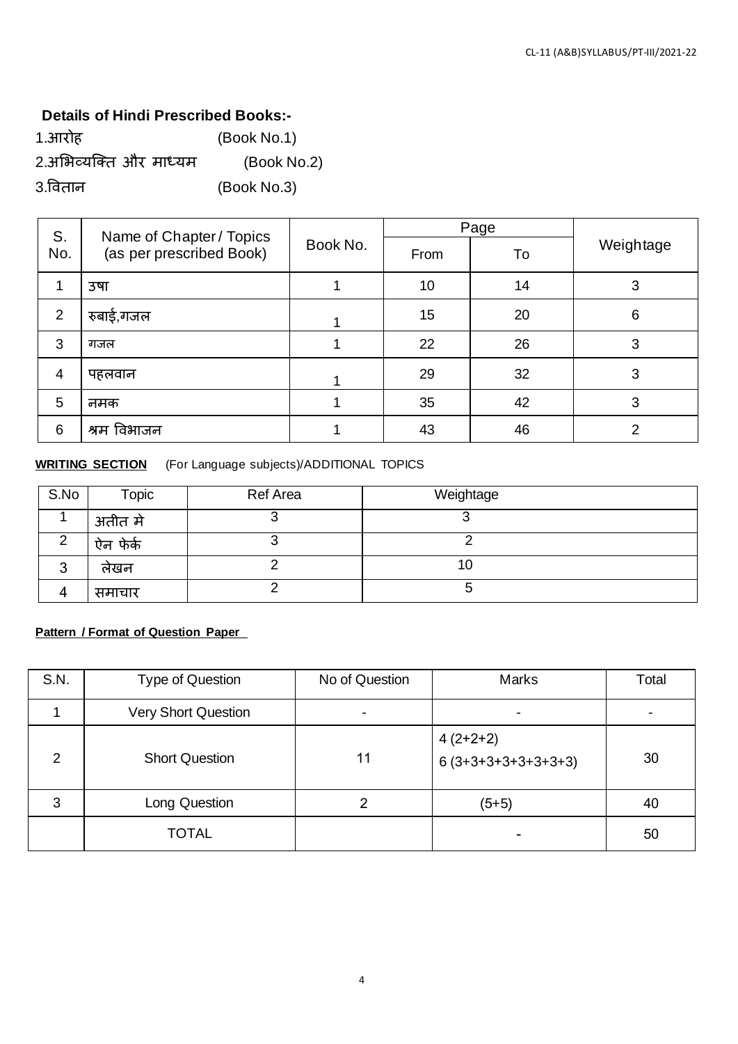## Details of Hindi Prescribed Books:-

1.आरोह (Book No.1)

2.अभिव्यक्ति और माध्यम (Book No.2)

3.वितान (Book No.3)

| S. No. | Name of Chapter / Topics (as per prescribed Book) | Book No. | Page | | Weightage |
|---|---|---|---|---|---|
| | | | From | To | |
| 1 | उषा | 1 | 10 | 14 | 3 |
| 2 | रुबाई,गजल | 1 | 15 | 20 | 6 |
| 3 | गजल | 1 | 22 | 26 | 3 |
| 4 | पहलवान | 1 | 29 | 32 | 3 |
| 5 | नमक | 1 | 35 | 42 | 3 |
| 6 | श्रम विभाजन | 1 | 43 | 46 | 2 |

**WRITING SECTION** (For Language subjects)/ADDITIONAL TOPICS

| S.No | Topic | Ref Area | Weightage |
|---|---|---|---|
| 1 | अतीत मे | 3 | 3 |
| 2 | ऐन फेर्क | 3 | 2 |
| 3 | लेखन | 2 | 10 |
| 4 | समाचार | 2 | 5 |

**Pattern / Format of Question Paper**

| S.N. | Type of Question | No of Question | Marks | Total |
|---|---|---|---|---|
| 1 | Very Short Question | - | - | - |
| 2 | Short Question | 11 | 4 (2+2+2)<br>6 (3+3+3+3+3+3+3) | 30 |
| 3 | Long Question | 2 | (5+5) | 40 |
| | TOTAL | | - | 50 |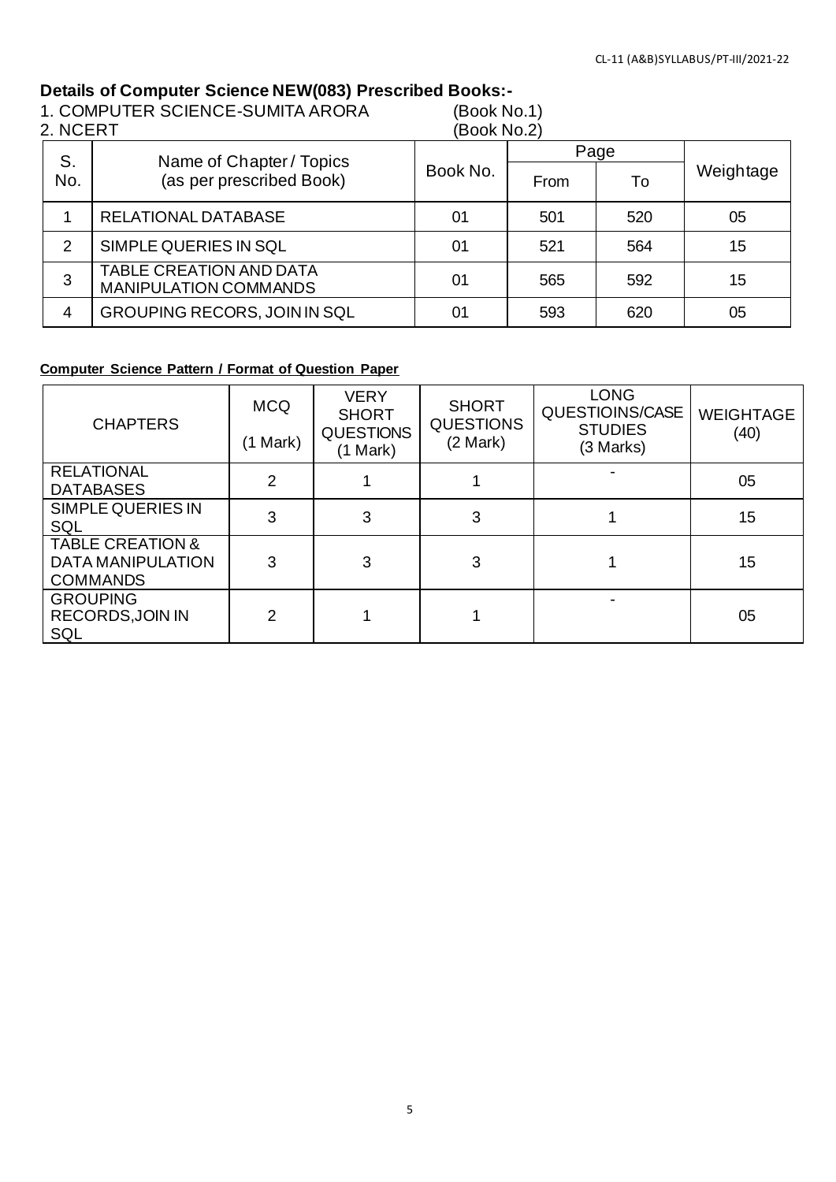## Details of Computer Science NEW(083) Prescribed Books:-

1. COMPUTER SCIENCE-SUMITA ARORA (Book No.1)
2. NCERT (Book No.2)

| S. No. | Name of Chapter / Topics (as per prescribed Book) | Book No. | Page | | Weightage |
|---|---|---|---|---|---|
| | | | From | To | |
| 1 | RELATIONAL DATABASE | 01 | 501 | 520 | 05 |
| 2 | SIMPLE QUERIES IN SQL | 01 | 521 | 564 | 15 |
| 3 | TABLE CREATION AND DATA MANIPULATION COMMANDS | 01 | 565 | 592 | 15 |
| 4 | GROUPING RECORS, JOIN IN SQL | 01 | 593 | 620 | 05 |

**Computer Science Pattern / Format of Question Paper**

| CHAPTERS | MCQ (1 Mark) | VERY SHORT QUESTIONS (1 Mark) | SHORT QUESTIONS (2 Mark) | LONG QUESTIOINS/CASE STUDIES (3 Marks) | WEIGHTAGE (40) |
|---|---|---|---|---|---|
| RELATIONAL DATABASES | 2 | 1 | 1 | - | 05 |
| SIMPLE QUERIES IN SQL | 3 | 3 | 3 | 1 | 15 |
| TABLE CREATION & DATA MANIPULATION COMMANDS | 3 | 3 | 3 | 1 | 15 |
| GROUPING RECORDS,JOIN IN SQL | 2 | 1 | 1 | - | 05 |